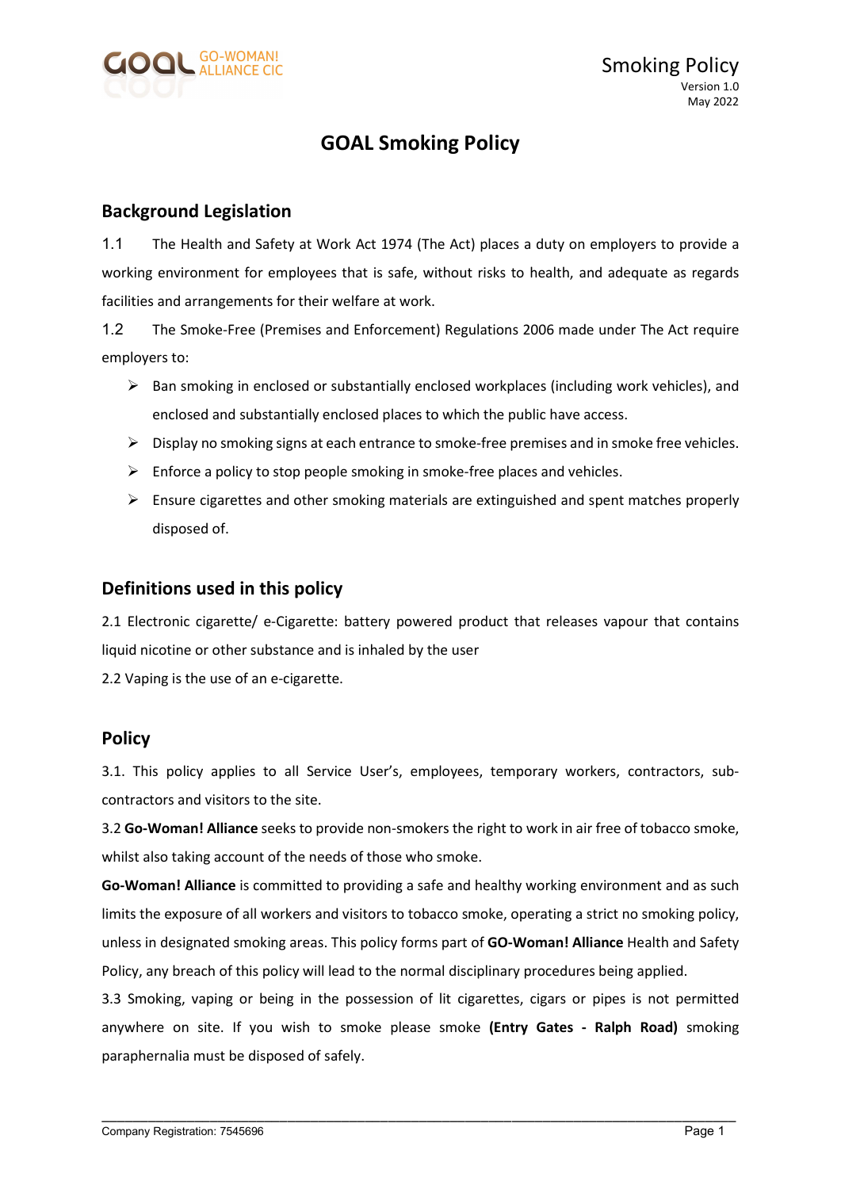# GOAL Smoking Policy

## Background Legislation

1.1 The Health and Safety at Work Act 1974 (The Act) places a duty on employers to provide a working environment for employees that is safe, without risks to health, and adequate as regards facilities and arrangements for their welfare at work.

1.2 The Smoke-Free (Premises and Enforcement) Regulations 2006 made under The Act require employers to:

- Ban smoking in enclosed or substantially enclosed workplaces (including work vehicles), and enclosed and substantially enclosed places to which the public have access.
- Display no smoking signs at each entrance to smoke-free premises and in smoke free vehicles.
- Enforce a policy to stop people smoking in smoke-free places and vehicles.
- Ensure cigarettes and other smoking materials are extinguished and spent matches properly disposed of.

## Definitions used in this policy

2.1 Electronic cigarette/ e-Cigarette: battery powered product that releases vapour that contains liquid nicotine or other substance and is inhaled by the user

2.2 Vaping is the use of an e-cigarette.

## Policy

3.1. This policy applies to all Service User's, employees, temporary workers, contractors, sub-contractors and visitors to the site.

3.2 **Go-Woman! Alliance** seeks to provide non-smokers the right to work in air free of tobacco smoke, whilst also taking account of the needs of those who smoke.

**Go-Woman! Alliance** is committed to providing a safe and healthy working environment and as such limits the exposure of all workers and visitors to tobacco smoke, operating a strict no smoking policy, unless in designated smoking areas. This policy forms part of **GO-Woman! Alliance** Health and Safety Policy, any breach of this policy will lead to the normal disciplinary procedures being applied.

3.3 Smoking, vaping or being in the possession of lit cigarettes, cigars or pipes is not permitted anywhere on site. If you wish to smoke please smoke **(Entry Gates - Ralph Road)** smoking paraphernalia must be disposed of safely.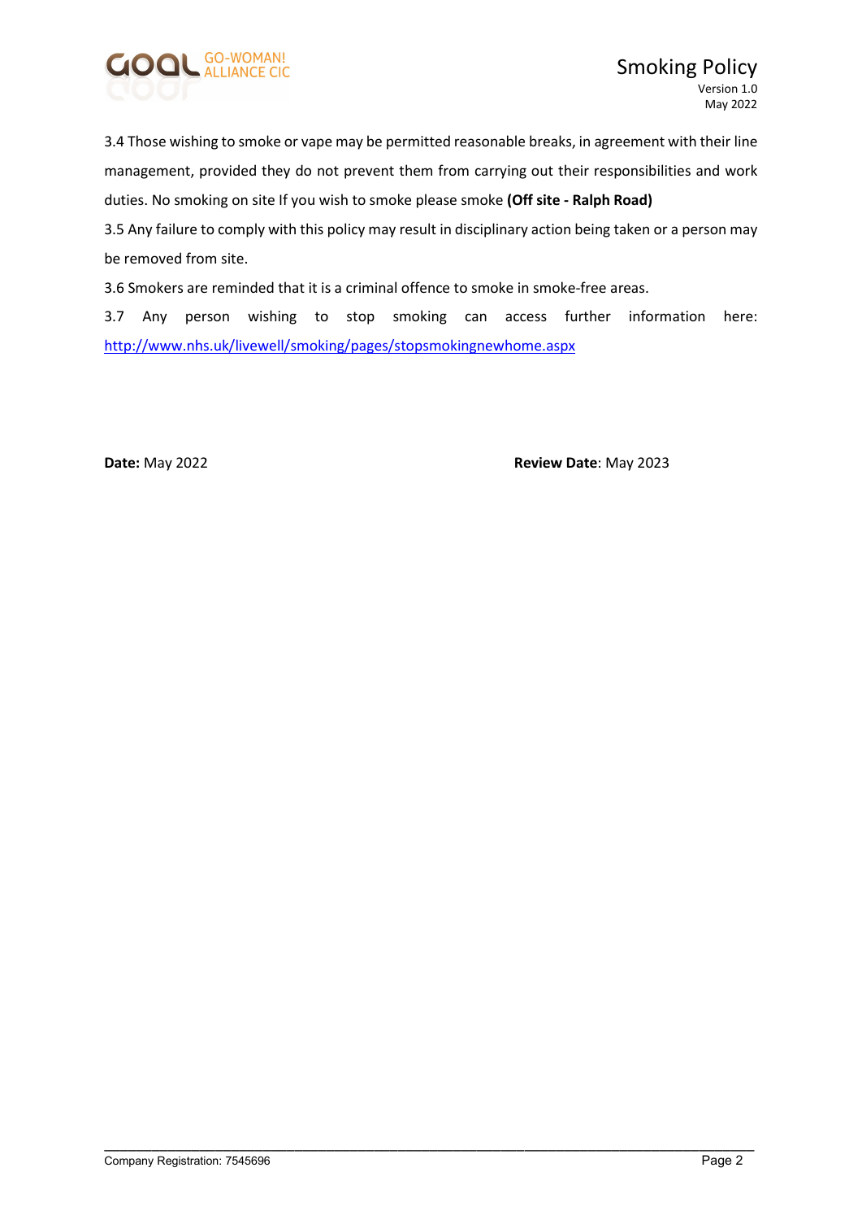3.4 Those wishing to smoke or vape may be permitted reasonable breaks, in agreement with their line management, provided they do not prevent them from carrying out their responsibilities and work duties. No smoking on site If you wish to smoke please smoke **(Off site - Ralph Road)**

3.5 Any failure to comply with this policy may result in disciplinary action being taken or a person may be removed from site.

3.6 Smokers are reminded that it is a criminal offence to smoke in smoke-free areas.

3.7 Any person wishing to stop smoking can access further information here: [http://www.nhs.uk/livewell/smoking/pages/stopsmokingnewhome.aspx](http://www.nhs.uk/livewell/smoking/pages/stopsmokingnewhome.aspx)

**Date:** May 2022 **Review Date**: May 2023